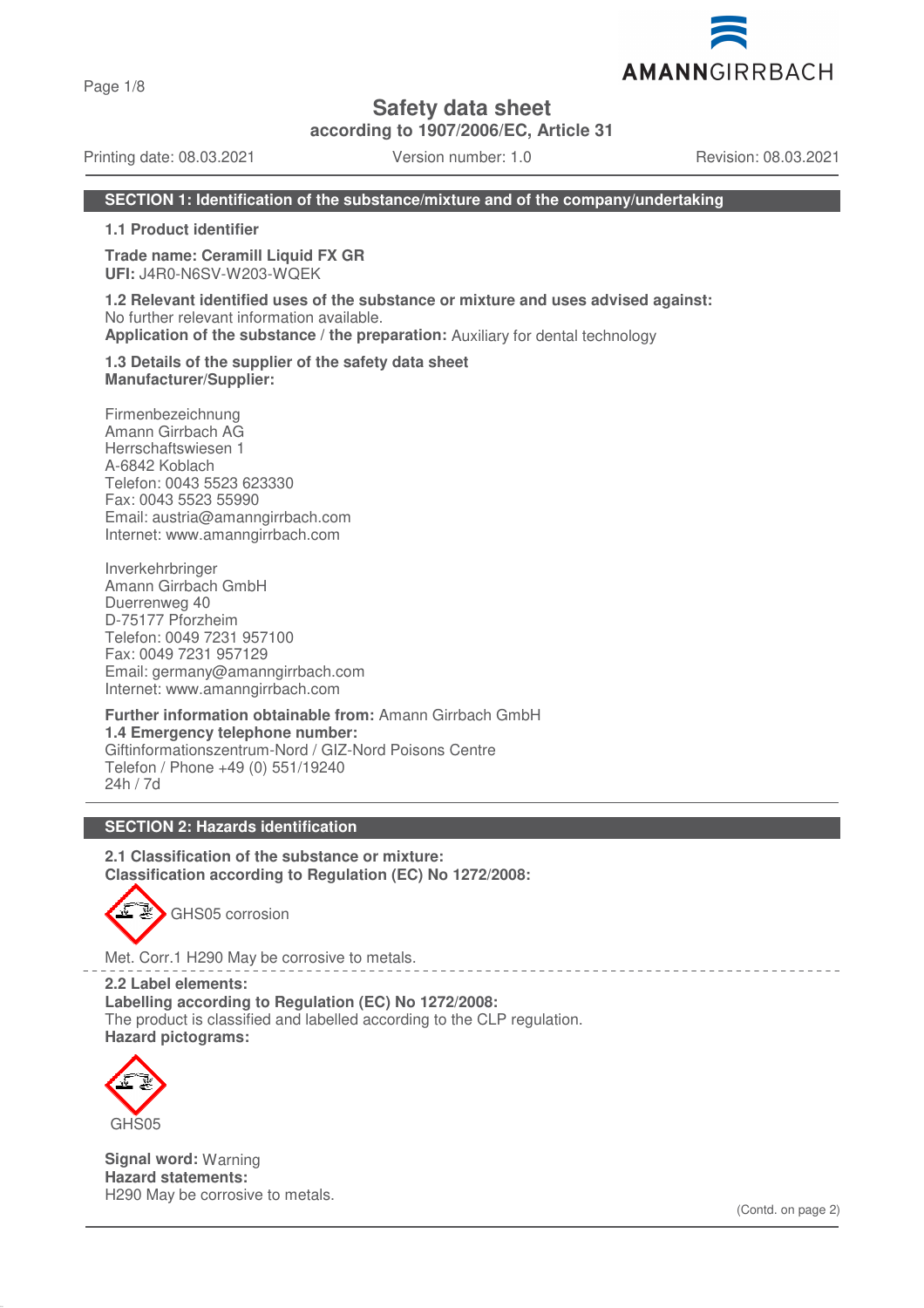# Safety data sheet

**according to 1907/2006/EC, Article 31**

Printing date: 08.03.2021 Version number: 1.0 Revision: 08.03.2021

## SECTION 1: Identification of the substance/mixture and of the company/undertaking

**1.1 Product identifier**

**Trade name: Ceramill Liquid FX GR**
**UFI:** J4R0-N6SV-W203-WQEK

**1.2 Relevant identified uses of the substance or mixture and uses advised against:**
No further relevant information available.
**Application of the substance / the preparation:** Auxiliary for dental technology

**1.3 Details of the supplier of the safety data sheet**
**Manufacturer/Supplier:**

Firmenbezeichnung
Amann Girrbach AG
Herrschaftswiesen 1
A-6842 Koblach
Telefon: 0043 5523 623330
Fax: 0043 5523 55990
Email: austria@amanngirrbach.com
Internet: www.amanngirrbach.com

Inverkehrbringer
Amann Girrbach GmbH
Duerrenweg 40
D-75177 Pforzheim
Telefon: 0049 7231 957100
Fax: 0049 7231 957129
Email: germany@amanngirrbach.com
Internet: www.amanngirrbach.com

**Further information obtainable from:** Amann Girrbach GmbH
**1.4 Emergency telephone number:**
Giftinformationszentrum-Nord / GIZ-Nord Poisons Centre
Telefon / Phone +49 (0) 551/19240
24h / 7d

## SECTION 2: Hazards identification

**2.1 Classification of the substance or mixture:**
**Classification according to Regulation (EC) No 1272/2008:**

GHS05 corrosion

Met. Corr.1 H290 May be corrosive to metals.

**2.2 Label elements:**
**Labelling according to Regulation (EC) No 1272/2008:**
The product is classified and labelled according to the CLP regulation.
**Hazard pictograms:**

GHS05

**Signal word:** Warning
**Hazard statements:**
H290 May be corrosive to metals.

(Contd. on page 2)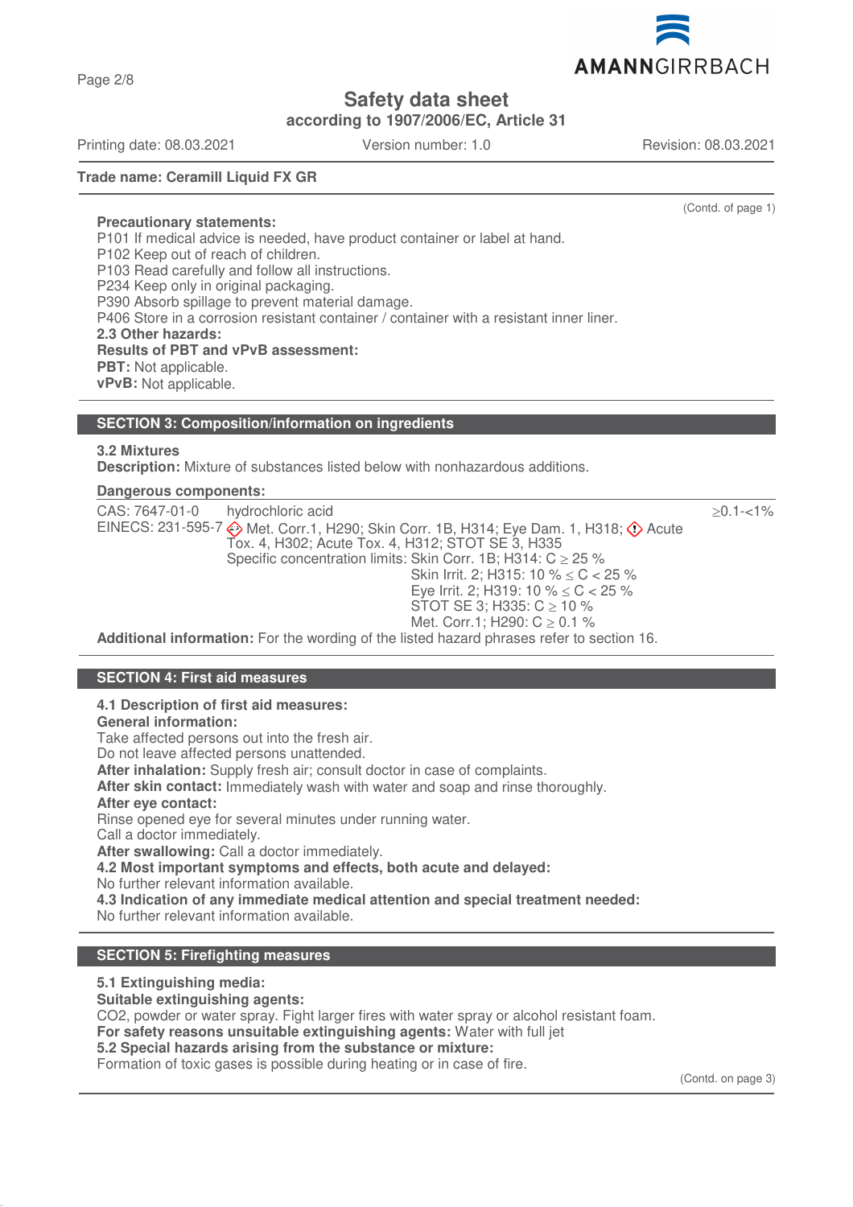**Trade name: Ceramill Liquid FX GR**

(Contd. of page 1)

**Precautionary statements:**
P101 If medical advice is needed, have product container or label at hand.
P102 Keep out of reach of children.
P103 Read carefully and follow all instructions.
P234 Keep only in original packaging.
P390 Absorb spillage to prevent material damage.
P406 Store in a corrosion resistant container / container with a resistant inner liner.

**2.3 Other hazards:**
**Results of PBT and vPvB assessment:**
**PBT:** Not applicable.
**vPvB:** Not applicable.

## SECTION 3: Composition/information on ingredients

**3.2 Mixtures**
**Description:** Mixture of substances listed below with nonhazardous additions.

**Dangerous components:**

| | | |
|---|---|---|
| CAS: 7647-01-0<br>EINECS: 231-595-7 | hydrochloric acid<br>Met. Corr.1, H290; Skin Corr. 1B, H314; Eye Dam. 1, H318; Acute Tox. 4, H302; Acute Tox. 4, H312; STOT SE 3, H335<br>Specific concentration limits: Skin Corr. 1B; H314: C ≥ 25 %<br>Skin Irrit. 2; H315: 10 % ≤ C < 25 %<br>Eye Irrit. 2; H319: 10 % ≤ C < 25 %<br>STOT SE 3; H335: C ≥ 10 %<br>Met. Corr.1; H290: C ≥ 0.1 % | ≥0.1-<1% |

**Additional information:** For the wording of the listed hazard phrases refer to section 16.

## SECTION 4: First aid measures

**4.1 Description of first aid measures:**
**General information:**
Take affected persons out into the fresh air.
Do not leave affected persons unattended.
**After inhalation:** Supply fresh air; consult doctor in case of complaints.
**After skin contact:** Immediately wash with water and soap and rinse thoroughly.
**After eye contact:**
Rinse opened eye for several minutes under running water.
Call a doctor immediately.
**After swallowing:** Call a doctor immediately.
**4.2 Most important symptoms and effects, both acute and delayed:**
No further relevant information available.
**4.3 Indication of any immediate medical attention and special treatment needed:**
No further relevant information available.

## SECTION 5: Firefighting measures

**5.1 Extinguishing media:**
**Suitable extinguishing agents:**
$CO_2$, powder or water spray. Fight larger fires with water spray or alcohol resistant foam.
**For safety reasons unsuitable extinguishing agents:** Water with full jet
**5.2 Special hazards arising from the substance or mixture:**
Formation of toxic gases is possible during heating or in case of fire.

(Contd. on page 3)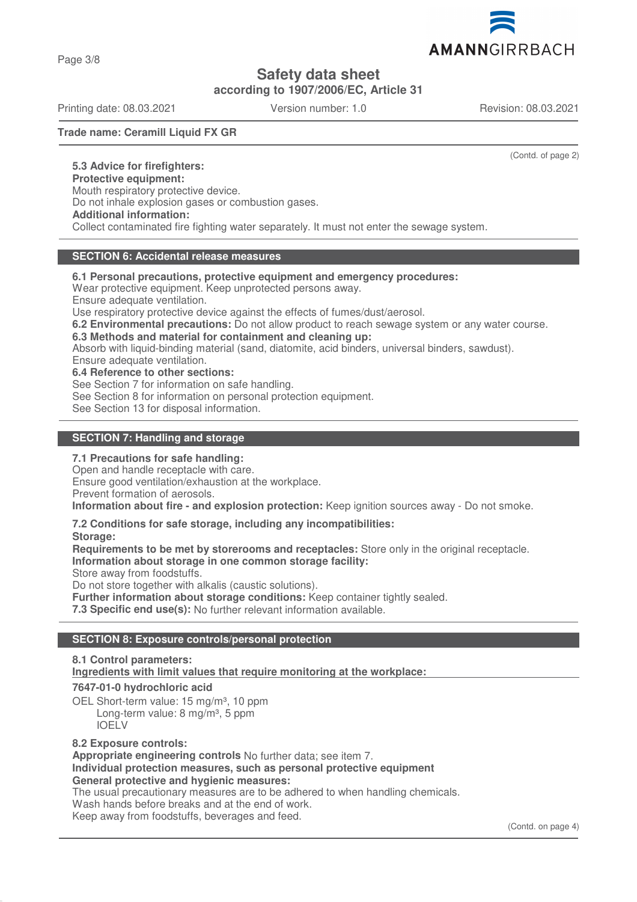**Safety data sheet**
**according to 1907/2006/EC, Article 31**

Printing date: 08.03.2021 Version number: 1.0 Revision: 08.03.2021

**Trade name: Ceramill Liquid FX GR**

(Contd. of page 2)

**5.3 Advice for firefighters:**
**Protective equipment:**
Mouth respiratory protective device.
Do not inhale explosion gases or combustion gases.
**Additional information:**
Collect contaminated fire fighting water separately. It must not enter the sewage system.

## SECTION 6: Accidental release measures

**6.1 Personal precautions, protective equipment and emergency procedures:**
Wear protective equipment. Keep unprotected persons away.
Ensure adequate ventilation.
Use respiratory protective device against the effects of fumes/dust/aerosol.
**6.2 Environmental precautions:** Do not allow product to reach sewage system or any water course.
**6.3 Methods and material for containment and cleaning up:**
Absorb with liquid-binding material (sand, diatomite, acid binders, universal binders, sawdust).
Ensure adequate ventilation.
**6.4 Reference to other sections:**
See Section 7 for information on safe handling.
See Section 8 for information on personal protection equipment.
See Section 13 for disposal information.

## SECTION 7: Handling and storage

**7.1 Precautions for safe handling:**
Open and handle receptacle with care.
Ensure good ventilation/exhaustion at the workplace.
Prevent formation of aerosols.
**Information about fire - and explosion protection:** Keep ignition sources away - Do not smoke.

**7.2 Conditions for safe storage, including any incompatibilities:**
**Storage:**
**Requirements to be met by storerooms and receptacles:** Store only in the original receptacle.
**Information about storage in one common storage facility:**
Store away from foodstuffs.
Do not store together with alkalis (caustic solutions).
**Further information about storage conditions:** Keep container tightly sealed.
**7.3 Specific end use(s):** No further relevant information available.

## SECTION 8: Exposure controls/personal protection

**8.1 Control parameters:**
**Ingredients with limit values that require monitoring at the workplace:**

**7647-01-0 hydrochloric acid**
OEL Short-term value: 15 mg/m³, 10 ppm
Long-term value: 8 mg/m³, 5 ppm
IOELV

**8.2 Exposure controls:**
**Appropriate engineering controls** No further data; see item 7.
**Individual protection measures, such as personal protective equipment**
**General protective and hygienic measures:**
The usual precautionary measures are to be adhered to when handling chemicals.
Wash hands before breaks and at the end of work.
Keep away from foodstuffs, beverages and feed.

(Contd. on page 4)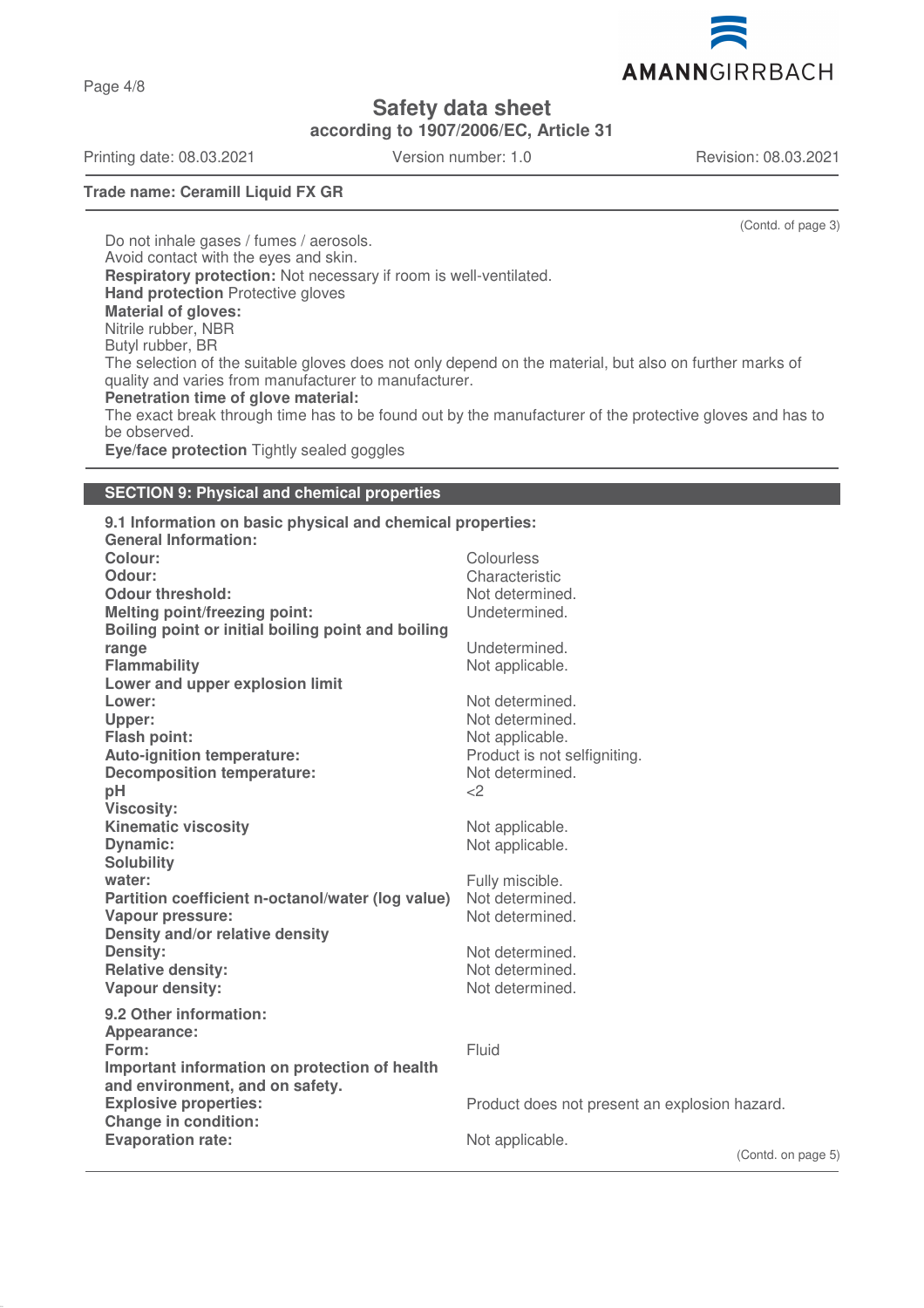(Contd. of page 3)

Do not inhale gases / fumes / aerosols.
Avoid contact with the eyes and skin.

**Respiratory protection:** Not necessary if room is well-ventilated.

**Hand protection** Protective gloves

**Material of gloves:**
Nitrile rubber, NBR
Butyl rubber, BR
The selection of the suitable gloves does not only depend on the material, but also on further marks of quality and varies from manufacturer to manufacturer.

**Penetration time of glove material:**
The exact break through time has to be found out by the manufacturer of the protective gloves and has to be observed.

**Eye/face protection** Tightly sealed goggles

## SECTION 9: Physical and chemical properties

**9.1 Information on basic physical and chemical properties:**

| **General Information:** | |
|---|---|
| **Colour:** | Colourless |
| **Odour:** | Characteristic |
| **Odour threshold:** | Not determined. |
| **Melting point/freezing point:** | Undetermined. |
| **Boiling point or initial boiling point and boiling range** | Undetermined. |
| **Flammability** | Not applicable. |
| **Lower and upper explosion limit** | |
| **Lower:** | Not determined. |
| **Upper:** | Not determined. |
| **Flash point:** | Not applicable. |
| **Auto-ignition temperature:** | Product is not selfigniting. |
| **Decomposition temperature:** | Not determined. |
| **pH** | <2 |
| **Viscosity:** | |
| **Kinematic viscosity** | Not applicable. |
| **Dynamic:** | Not applicable. |
| **Solubility** | |
| **water:** | Fully miscible. |
| **Partition coefficient n-octanol/water (log value)** | Not determined. |
| **Vapour pressure:** | Not determined. |
| **Density and/or relative density** | |
| **Density:** | Not determined. |
| **Relative density:** | Not determined. |
| **Vapour density:** | Not determined. |

**9.2 Other information:**

| **Appearance:** | |
|---|---|
| **Form:** | Fluid |
| **Important information on protection of health and environment, and on safety.** | |
| **Explosive properties:** | Product does not present an explosion hazard. |
| **Change in condition:** | |
| **Evaporation rate:** | Not applicable. |

(Contd. on page 5)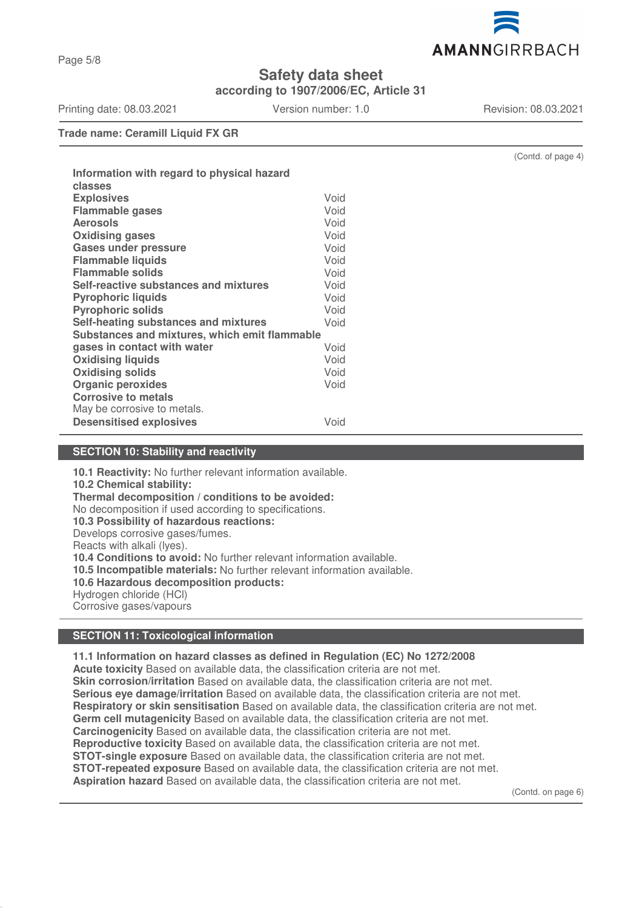**Trade name: Ceramill Liquid FX GR**

(Contd. of page 4)

**Information with regard to physical hazard classes**

| | |
|---|---|
| **Explosives** | Void |
| **Flammable gases** | Void |
| **Aerosols** | Void |
| **Oxidising gases** | Void |
| **Gases under pressure** | Void |
| **Flammable liquids** | Void |
| **Flammable solids** | Void |
| **Self-reactive substances and mixtures** | Void |
| **Pyrophoric liquids** | Void |
| **Pyrophoric solids** | Void |
| **Self-heating substances and mixtures** | Void |
| **Substances and mixtures, which emit flammable gases in contact with water** | Void |
| **Oxidising liquids** | Void |
| **Oxidising solids** | Void |
| **Organic peroxides** | Void |
| **Corrosive to metals** May be corrosive to metals. | |
| **Desensitised explosives** | Void |

## SECTION 10: Stability and reactivity

**10.1 Reactivity:** No further relevant information available.
**10.2 Chemical stability:**
**Thermal decomposition / conditions to be avoided:**
No decomposition if used according to specifications.
**10.3 Possibility of hazardous reactions:**
Develops corrosive gases/fumes.
Reacts with alkali (lyes).
**10.4 Conditions to avoid:** No further relevant information available.
**10.5 Incompatible materials:** No further relevant information available.
**10.6 Hazardous decomposition products:**
Hydrogen chloride (HCl)
Corrosive gases/vapours

## SECTION 11: Toxicological information

**11.1 Information on hazard classes as defined in Regulation (EC) No 1272/2008**
**Acute toxicity** Based on available data, the classification criteria are not met.
**Skin corrosion/irritation** Based on available data, the classification criteria are not met.
**Serious eye damage/irritation** Based on available data, the classification criteria are not met.
**Respiratory or skin sensitisation** Based on available data, the classification criteria are not met.
**Germ cell mutagenicity** Based on available data, the classification criteria are not met.
**Carcinogenicity** Based on available data, the classification criteria are not met.
**Reproductive toxicity** Based on available data, the classification criteria are not met.
**STOT-single exposure** Based on available data, the classification criteria are not met.
**STOT-repeated exposure** Based on available data, the classification criteria are not met.
**Aspiration hazard** Based on available data, the classification criteria are not met.

(Contd. on page 6)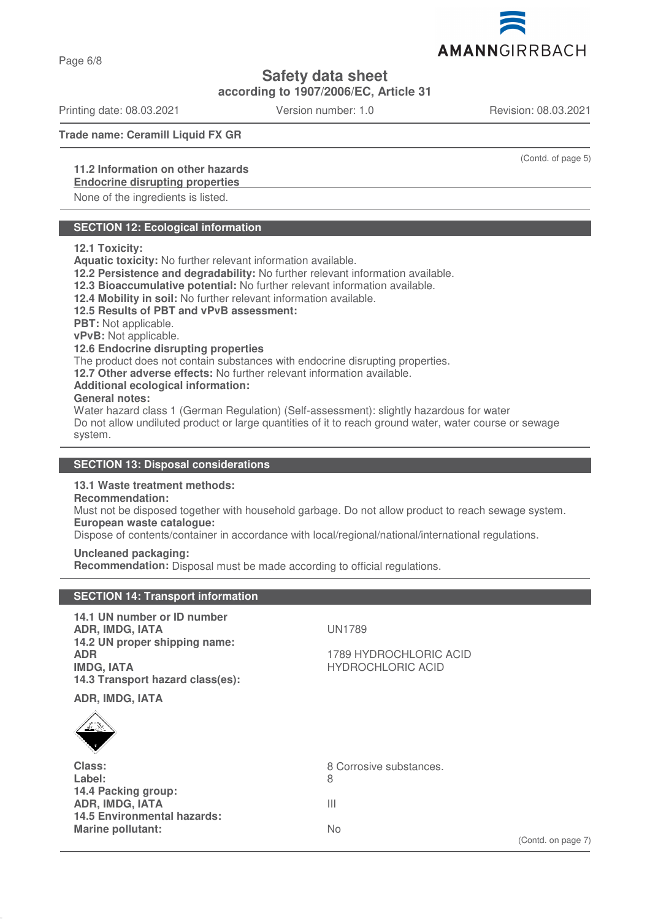## Safety data sheet

according to 1907/2006/EC, Article 31

Printing date: 08.03.2021 Version number: 1.0 Revision: 08.03.2021

**Trade name: Ceramill Liquid FX GR**

(Contd. of page 5)

**11.2 Information on other hazards**

**Endocrine disrupting properties**

None of the ingredients is listed.

## SECTION 12: Ecological information

**12.1 Toxicity:**

**Aquatic toxicity:** No further relevant information available.

**12.2 Persistence and degradability:** No further relevant information available.

**12.3 Bioaccumulative potential:** No further relevant information available.

**12.4 Mobility in soil:** No further relevant information available.

**12.5 Results of PBT and vPvB assessment:**

**PBT:** Not applicable.

**vPvB:** Not applicable.

**12.6 Endocrine disrupting properties**

The product does not contain substances with endocrine disrupting properties.

**12.7 Other adverse effects:** No further relevant information available.

**Additional ecological information:**

**General notes:**

Water hazard class 1 (German Regulation) (Self-assessment): slightly hazardous for water

Do not allow undiluted product or large quantities of it to reach ground water, water course or sewage system.

## SECTION 13: Disposal considerations

**13.1 Waste treatment methods:**

**Recommendation:**

Must not be disposed together with household garbage. Do not allow product to reach sewage system.

**European waste catalogue:**

Dispose of contents/container in accordance with local/regional/national/international regulations.

**Uncleaned packaging:**

**Recommendation:** Disposal must be made according to official regulations.

## SECTION 14: Transport information

| | |
|---|---|
| **14.1 UN number or ID number** | |
| **ADR, IMDG, IATA** | UN1789 |
| **14.2 UN proper shipping name:** | |
| **ADR** | 1789 HYDROCHLORIC ACID |
| **IMDG, IATA** | HYDROCHLORIC ACID |
| **14.3 Transport hazard class(es):** | |
| **ADR, IMDG, IATA** | |
| **Class:** | 8 Corrosive substances. |
| **Label:** | 8 |
| **14.4 Packing group:** | |
| **ADR, IMDG, IATA** | III |
| **14.5 Environmental hazards:** | |
| **Marine pollutant:** | No |

(Contd. on page 7)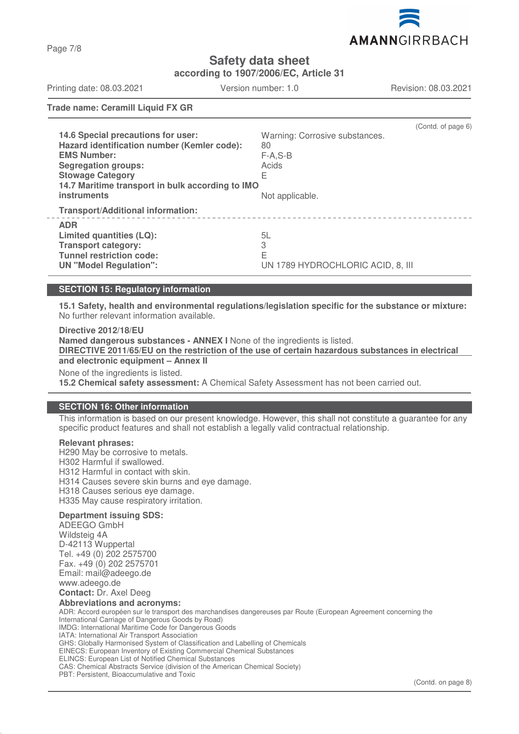Trade name: Ceramill Liquid FX GR

(Contd. of page 6)

| | |
|---|---|
| **14.6 Special precautions for user:** | Warning: Corrosive substances. |
| **Hazard identification number (Kemler code):** | 80 |
| **EMS Number:** | F-A,S-B |
| **Segregation groups:** | Acids |
| **Stowage Category** | E |
| **14.7 Maritime transport in bulk according to IMO instruments** | Not applicable. |

**Transport/Additional information:**

| | |
|---|---|
| **ADR** | |
| **Limited quantities (LQ):** | 5L |
| **Transport category:** | 3 |
| **Tunnel restriction code:** | E |
| **UN "Model Regulation":** | UN 1789 HYDROCHLORIC ACID, 8, III |

## SECTION 15: Regulatory information

**15.1 Safety, health and environmental regulations/legislation specific for the substance or mixture:** No further relevant information available.

**Directive 2012/18/EU**

**Named dangerous substances - ANNEX I** None of the ingredients is listed.

**DIRECTIVE 2011/65/EU on the restriction of the use of certain hazardous substances in electrical and electronic equipment – Annex II**

None of the ingredients is listed.

**15.2 Chemical safety assessment:** A Chemical Safety Assessment has not been carried out.

## SECTION 16: Other information

This information is based on our present knowledge. However, this shall not constitute a guarantee for any specific product features and shall not establish a legally valid contractual relationship.

**Relevant phrases:**

H290 May be corrosive to metals.
H302 Harmful if swallowed.
H312 Harmful in contact with skin.
H314 Causes severe skin burns and eye damage.
H318 Causes serious eye damage.
H335 May cause respiratory irritation.

**Department issuing SDS:**

ADEEGO GmbH
Wildsteig 4A
D-42113 Wuppertal
Tel. +49 (0) 202 2575700
Fax. +49 (0) 202 2575701
Email: mail@adeego.de
www.adeego.de
**Contact:** Dr. Axel Deeg

**Abbreviations and acronyms:**

ADR: Accord européen sur le transport des marchandises dangereuses par Route (European Agreement concerning the International Carriage of Dangerous Goods by Road)
IMDG: International Maritime Code for Dangerous Goods
IATA: International Air Transport Association
GHS: Globally Harmonised System of Classification and Labelling of Chemicals
EINECS: European Inventory of Existing Commercial Chemical Substances
ELINCS: European List of Notified Chemical Substances
CAS: Chemical Abstracts Service (division of the American Chemical Society)
PBT: Persistent, Bioaccumulative and Toxic

(Contd. on page 8)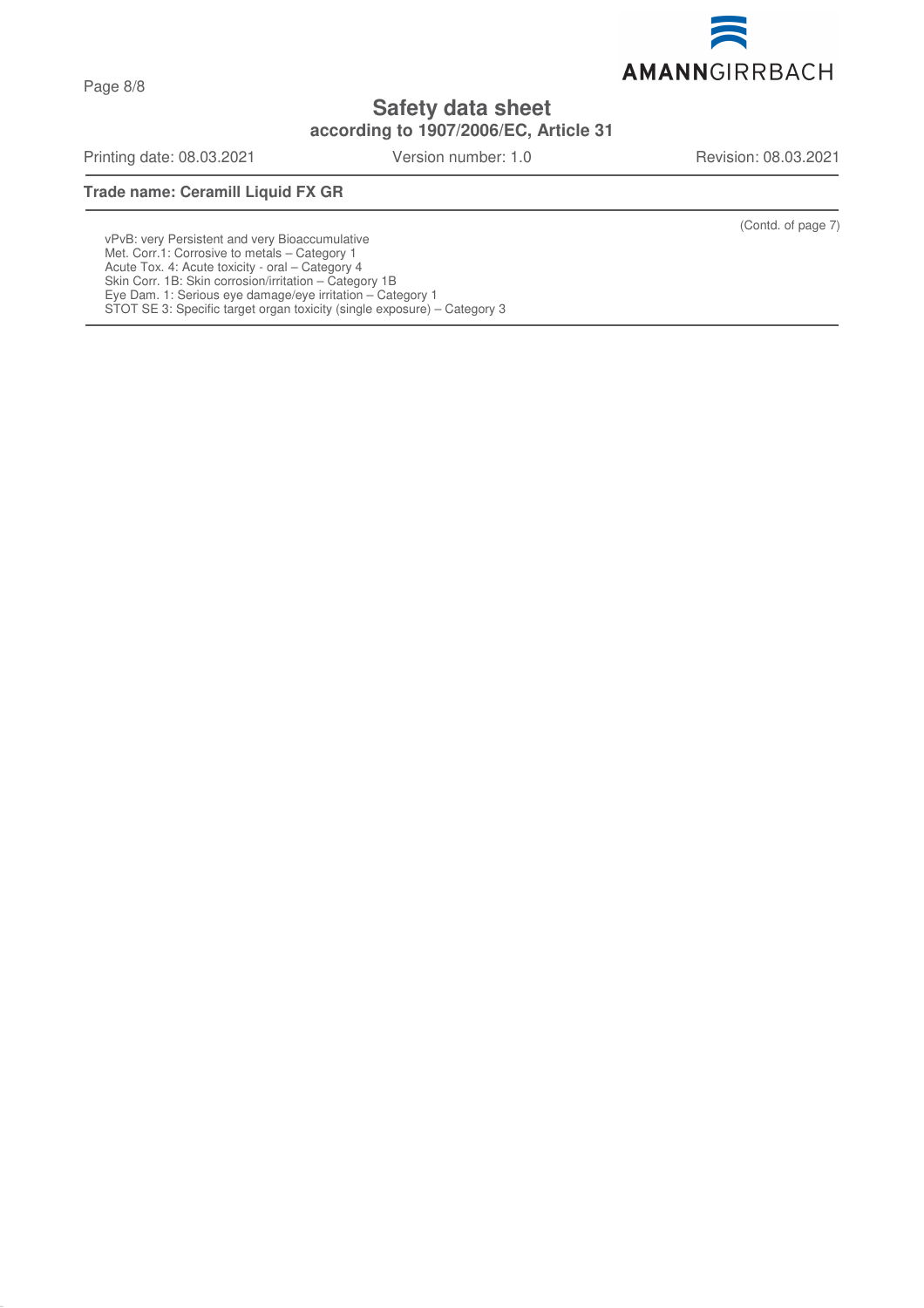(Contd. of page 7)

vPvB: very Persistent and very Bioaccumulative
Met. Corr.1: Corrosive to metals – Category 1
Acute Tox. 4: Acute toxicity - oral – Category 4
Skin Corr. 1B: Skin corrosion/irritation – Category 1B
Eye Dam. 1: Serious eye damage/eye irritation – Category 1
STOT SE 3: Specific target organ toxicity (single exposure) – Category 3